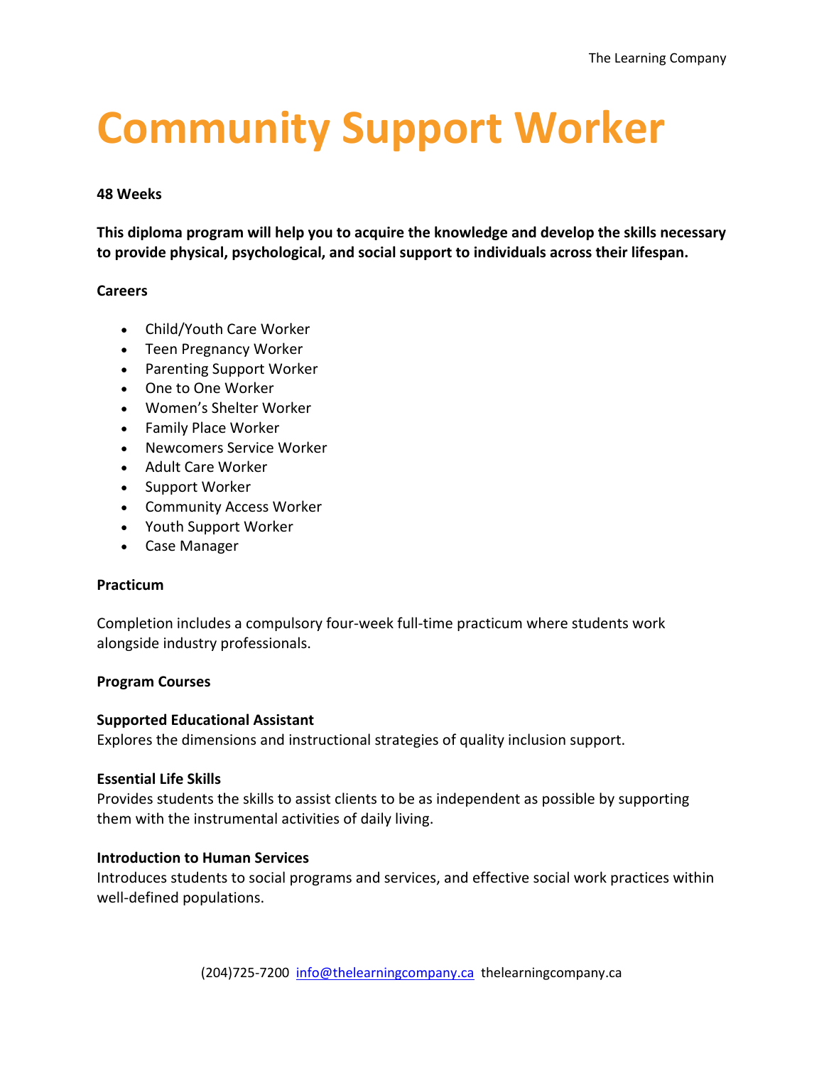# Community Support Worker

**48 Weeks**

**This diploma program will help you to acquire the knowledge and develop the skills necessary to provide physical, psychological, and social support to individuals across their lifespan.**

**Careers**

- Child/Youth Care Worker
- Teen Pregnancy Worker
- Parenting Support Worker
- One to One Worker
- Women's Shelter Worker
- Family Place Worker
- Newcomers Service Worker
- Adult Care Worker
- Support Worker
- Community Access Worker
- Youth Support Worker
- Case Manager

**Practicum**

Completion includes a compulsory four-week full-time practicum where students work alongside industry professionals.

**Program Courses**

**Supported Educational Assistant**
Explores the dimensions and instructional strategies of quality inclusion support.

**Essential Life Skills**
Provides students the skills to assist clients to be as independent as possible by supporting them with the instrumental activities of daily living.

**Introduction to Human Services**
Introduces students to social programs and services, and effective social work practices within well-defined populations.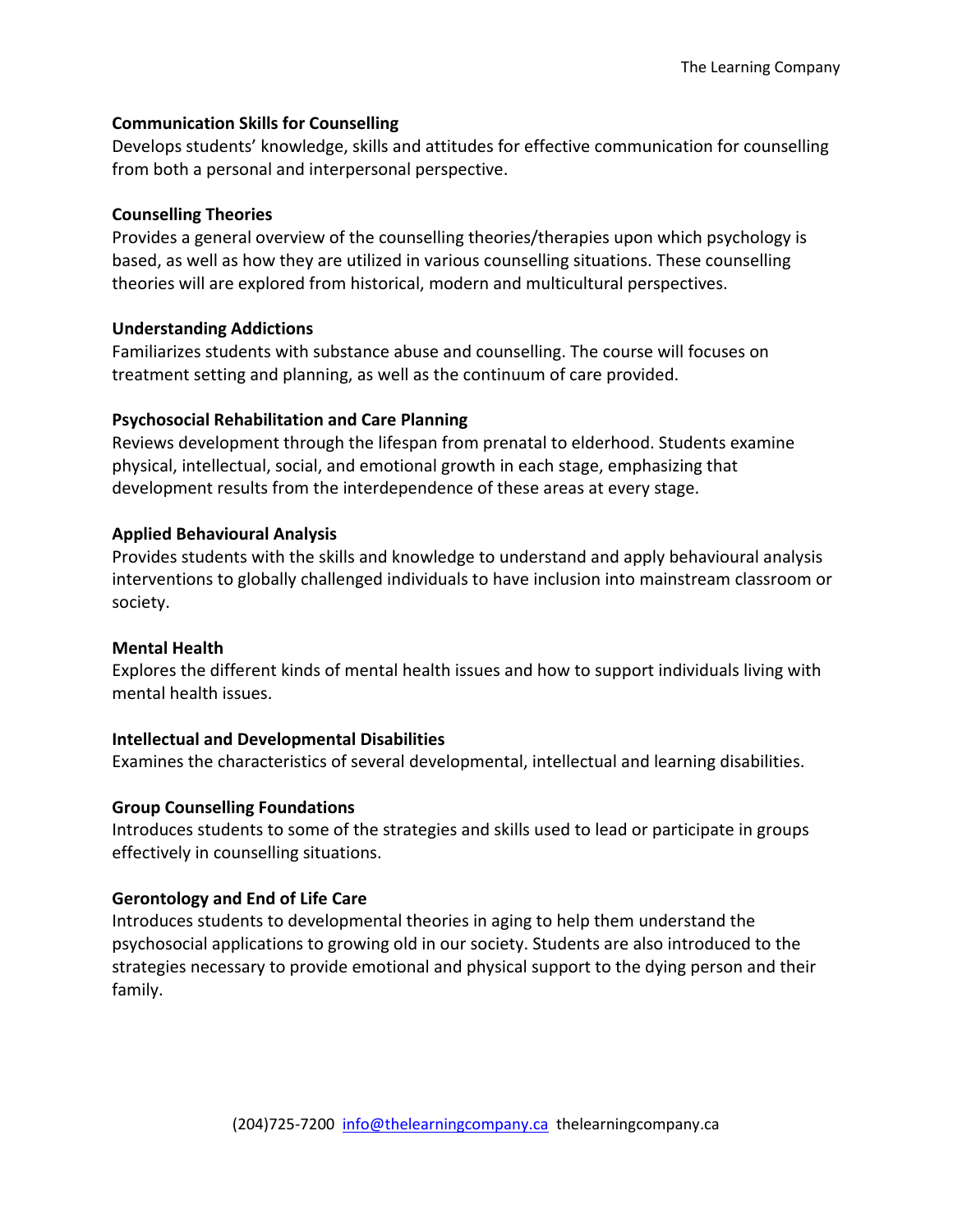**Communication Skills for Counselling**

Develops students' knowledge, skills and attitudes for effective communication for counselling from both a personal and interpersonal perspective.

**Counselling Theories**

Provides a general overview of the counselling theories/therapies upon which psychology is based, as well as how they are utilized in various counselling situations. These counselling theories will are explored from historical, modern and multicultural perspectives.

**Understanding Addictions**

Familiarizes students with substance abuse and counselling. The course will focuses on treatment setting and planning, as well as the continuum of care provided.

**Psychosocial Rehabilitation and Care Planning**

Reviews development through the lifespan from prenatal to elderhood. Students examine physical, intellectual, social, and emotional growth in each stage, emphasizing that development results from the interdependence of these areas at every stage.

**Applied Behavioural Analysis**

Provides students with the skills and knowledge to understand and apply behavioural analysis interventions to globally challenged individuals to have inclusion into mainstream classroom or society.

**Mental Health**

Explores the different kinds of mental health issues and how to support individuals living with mental health issues.

**Intellectual and Developmental Disabilities**

Examines the characteristics of several developmental, intellectual and learning disabilities.

**Group Counselling Foundations**

Introduces students to some of the strategies and skills used to lead or participate in groups effectively in counselling situations.

**Gerontology and End of Life Care**

Introduces students to developmental theories in aging to help them understand the psychosocial applications to growing old in our society. Students are also introduced to the strategies necessary to provide emotional and physical support to the dying person and their family.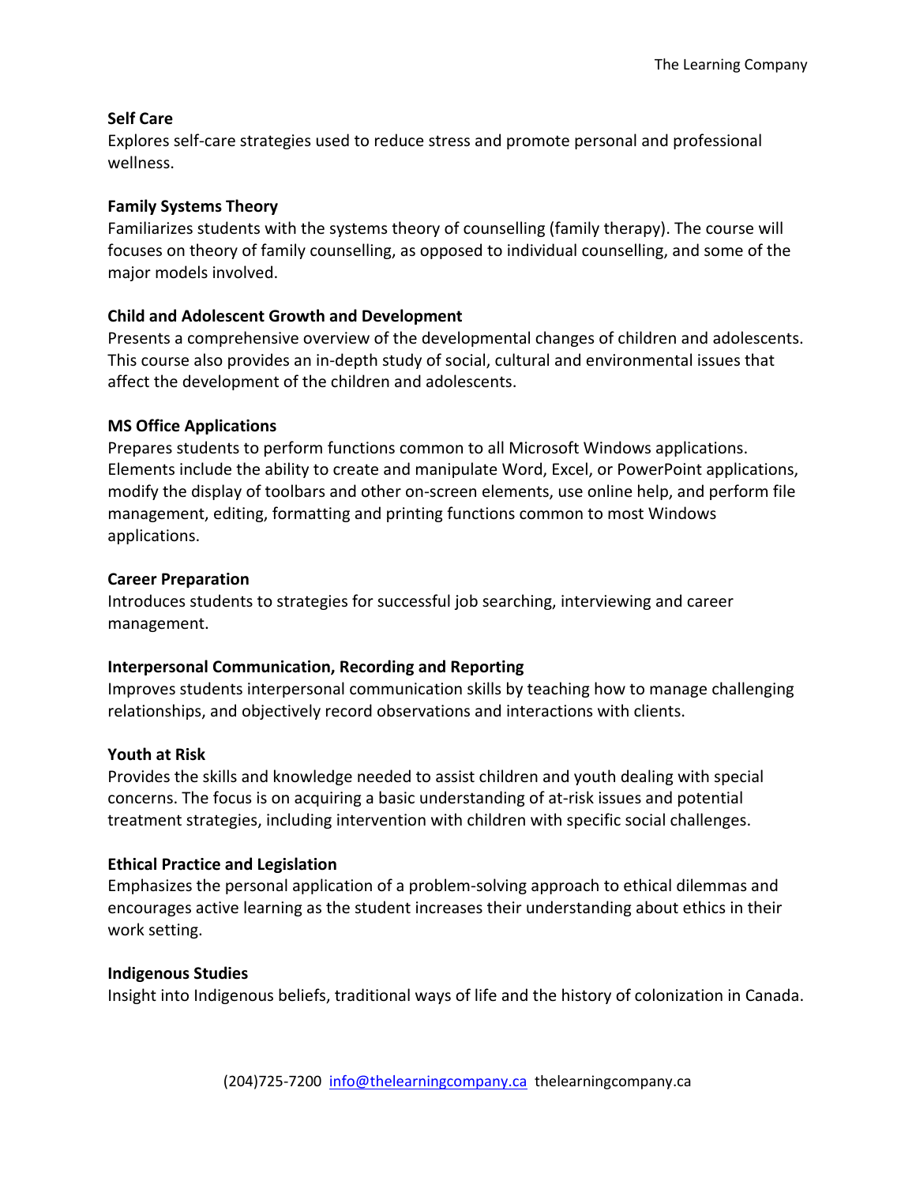**Self Care**
Explores self-care strategies used to reduce stress and promote personal and professional wellness.

**Family Systems Theory**
Familiarizes students with the systems theory of counselling (family therapy). The course will focuses on theory of family counselling, as opposed to individual counselling, and some of the major models involved.

**Child and Adolescent Growth and Development**
Presents a comprehensive overview of the developmental changes of children and adolescents. This course also provides an in-depth study of social, cultural and environmental issues that affect the development of the children and adolescents.

**MS Office Applications**
Prepares students to perform functions common to all Microsoft Windows applications. Elements include the ability to create and manipulate Word, Excel, or PowerPoint applications, modify the display of toolbars and other on-screen elements, use online help, and perform file management, editing, formatting and printing functions common to most Windows applications.

**Career Preparation**
Introduces students to strategies for successful job searching, interviewing and career management.

**Interpersonal Communication, Recording and Reporting**
Improves students interpersonal communication skills by teaching how to manage challenging relationships, and objectively record observations and interactions with clients.

**Youth at Risk**
Provides the skills and knowledge needed to assist children and youth dealing with special concerns. The focus is on acquiring a basic understanding of at-risk issues and potential treatment strategies, including intervention with children with specific social challenges.

**Ethical Practice and Legislation**
Emphasizes the personal application of a problem-solving approach to ethical dilemmas and encourages active learning as the student increases their understanding about ethics in their work setting.

**Indigenous Studies**
Insight into Indigenous beliefs, traditional ways of life and the history of colonization in Canada.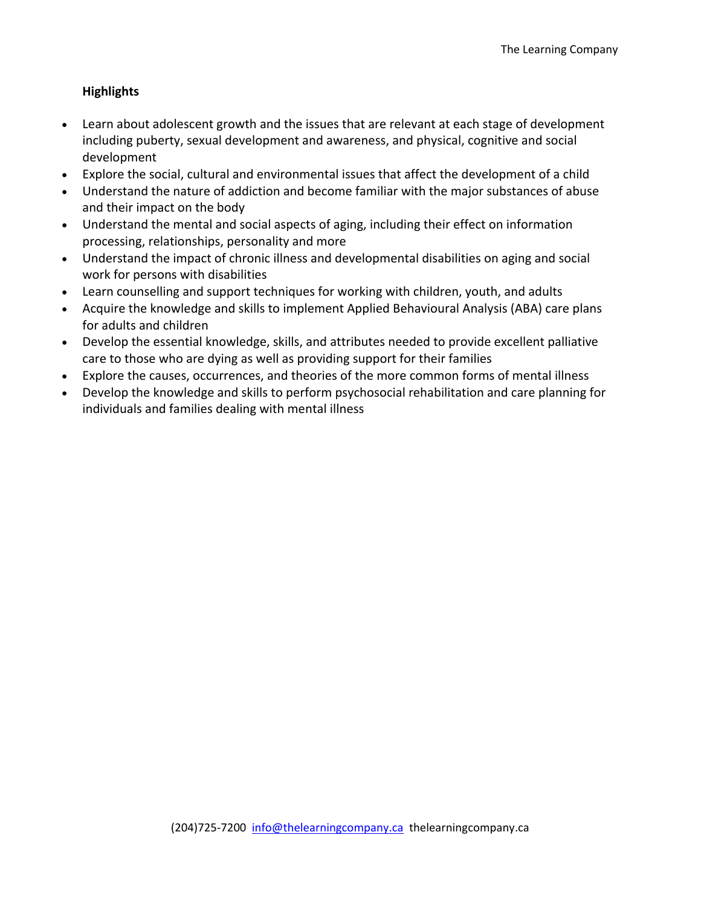**Highlights**

- Learn about adolescent growth and the issues that are relevant at each stage of development including puberty, sexual development and awareness, and physical, cognitive and social development
- Explore the social, cultural and environmental issues that affect the development of a child
- Understand the nature of addiction and become familiar with the major substances of abuse and their impact on the body
- Understand the mental and social aspects of aging, including their effect on information processing, relationships, personality and more
- Understand the impact of chronic illness and developmental disabilities on aging and social work for persons with disabilities
- Learn counselling and support techniques for working with children, youth, and adults
- Acquire the knowledge and skills to implement Applied Behavioural Analysis (ABA) care plans for adults and children
- Develop the essential knowledge, skills, and attributes needed to provide excellent palliative care to those who are dying as well as providing support for their families
- Explore the causes, occurrences, and theories of the more common forms of mental illness
- Develop the knowledge and skills to perform psychosocial rehabilitation and care planning for individuals and families dealing with mental illness